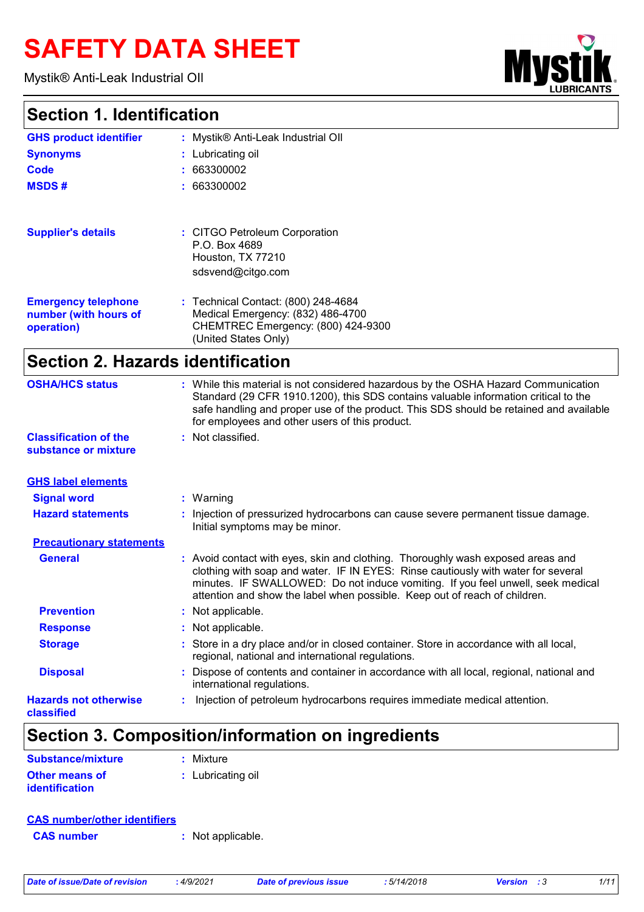# SAFETY DATA SHEET

Mystik® Anti-Leak Industrial OIl

## Section 1. Identification

| | | |
|---|---|---|
| **GHS product identifier** | : | Mystik® Anti-Leak Industrial OIl |
| **Synonyms** | : | Lubricating oil |
| **Code** | : | 663300002 |
| **MSDS #** | : | 663300002 |
| **Supplier's details** | : | CITGO Petroleum Corporation<br>P.O. Box 4689<br>Houston, TX 77210<br>sdsvend@citgo.com |
| **Emergency telephone number (with hours of operation)** | : | Technical Contact: (800) 248-4684<br>Medical Emergency: (832) 486-4700<br>CHEMTREC Emergency: (800) 424-9300<br>(United States Only) |

## Section 2. Hazards identification

| | | |
|---|---|---|
| **OSHA/HCS status** | : | While this material is not considered hazardous by the OSHA Hazard Communication Standard (29 CFR 1910.1200), this SDS contains valuable information critical to the safe handling and proper use of the product. This SDS should be retained and available for employees and other users of this product. |
| **Classification of the substance or mixture** | : | Not classified. |

**GHS label elements**

| | | |
|---|---|---|
| **Signal word** | : | Warning |
| **Hazard statements** | : | Injection of pressurized hydrocarbons can cause severe permanent tissue damage. Initial symptoms may be minor. |

**Precautionary statements**

| | | |
|---|---|---|
| **General** | : | Avoid contact with eyes, skin and clothing. Thoroughly wash exposed areas and clothing with soap and water. IF IN EYES: Rinse cautiously with water for several minutes. IF SWALLOWED: Do not induce vomiting. If you feel unwell, seek medical attention and show the label when possible. Keep out of reach of children. |
| **Prevention** | : | Not applicable. |
| **Response** | : | Not applicable. |
| **Storage** | : | Store in a dry place and/or in closed container. Store in accordance with all local, regional, national and international regulations. |
| **Disposal** | : | Dispose of contents and container in accordance with all local, regional, national and international regulations. |
| **Hazards not otherwise classified** | : | Injection of petroleum hydrocarbons requires immediate medical attention. |

## Section 3. Composition/information on ingredients

| | | |
|---|---|---|
| **Substance/mixture** | : | Mixture |
| **Other means of identification** | : | Lubricating oil |

**CAS number/other identifiers**

| | | |
|---|---|---|
| **CAS number** | : | Not applicable. |

*Date of issue/Date of revision* : 4/9/2021 *Date of previous issue* : 5/14/2018 *Version* : 3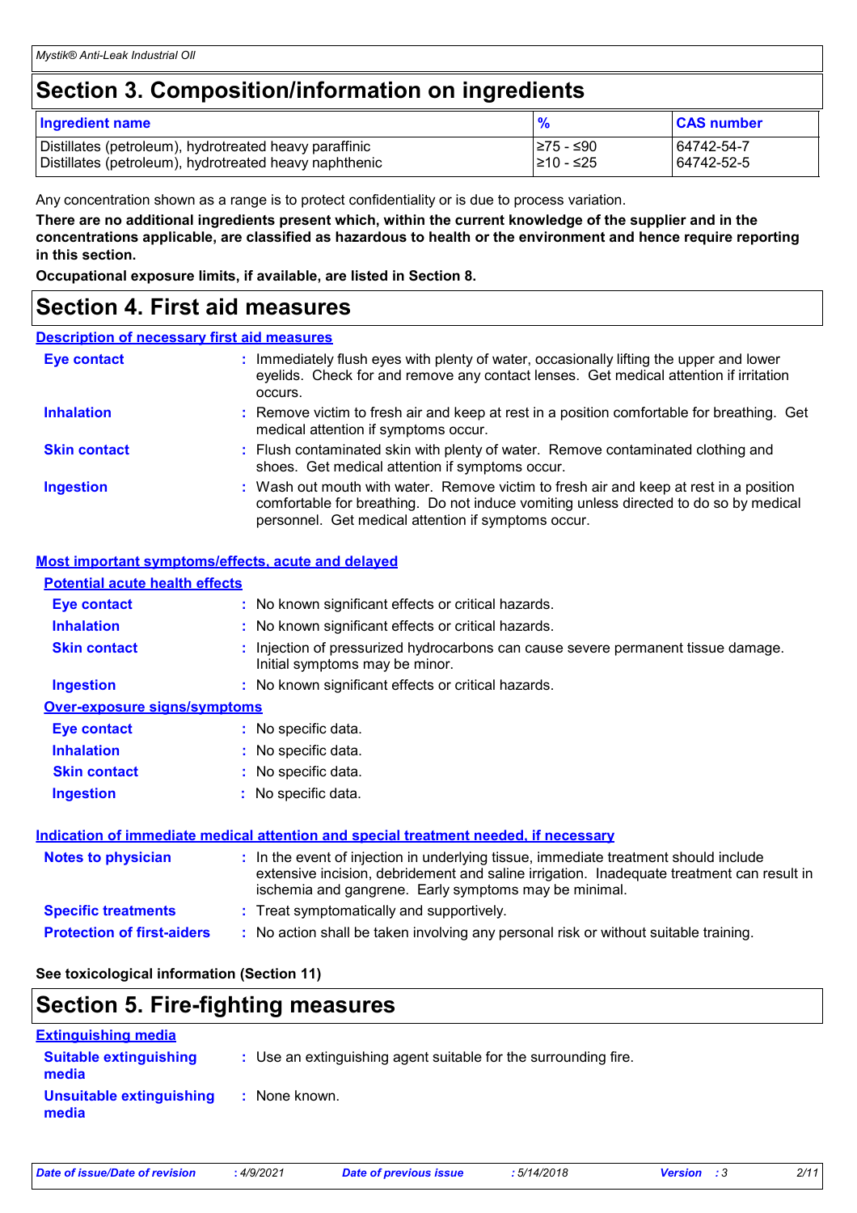## Section 3. Composition/information on ingredients

| Ingredient name | % | CAS number |
| --- | --- | --- |
| Distillates (petroleum), hydrotreated heavy paraffinic | ≥75 - ≤90 | 64742-54-7 |
| Distillates (petroleum), hydrotreated heavy naphthenic | ≥10 - ≤25 | 64742-52-5 |

Any concentration shown as a range is to protect confidentiality or is due to process variation.

**There are no additional ingredients present which, within the current knowledge of the supplier and in the concentrations applicable, are classified as hazardous to health or the environment and hence require reporting in this section.**

**Occupational exposure limits, if available, are listed in Section 8.**

## Section 4. First aid measures

### Description of necessary first aid measures

**Eye contact** : Immediately flush eyes with plenty of water, occasionally lifting the upper and lower eyelids. Check for and remove any contact lenses. Get medical attention if irritation occurs.

**Inhalation** : Remove victim to fresh air and keep at rest in a position comfortable for breathing. Get medical attention if symptoms occur.

**Skin contact** : Flush contaminated skin with plenty of water. Remove contaminated clothing and shoes. Get medical attention if symptoms occur.

**Ingestion** : Wash out mouth with water. Remove victim to fresh air and keep at rest in a position comfortable for breathing. Do not induce vomiting unless directed to do so by medical personnel. Get medical attention if symptoms occur.

### Most important symptoms/effects, acute and delayed

**Potential acute health effects**

**Eye contact** : No known significant effects or critical hazards.

**Inhalation** : No known significant effects or critical hazards.

**Skin contact** : Injection of pressurized hydrocarbons can cause severe permanent tissue damage. Initial symptoms may be minor.

**Ingestion** : No known significant effects or critical hazards.

**Over-exposure signs/symptoms**

**Eye contact** : No specific data.

**Inhalation** : No specific data.

**Skin contact** : No specific data.

**Ingestion** : No specific data.

### Indication of immediate medical attention and special treatment needed, if necessary

**Notes to physician** : In the event of injection in underlying tissue, immediate treatment should include extensive incision, debridement and saline irrigation. Inadequate treatment can result in ischemia and gangrene. Early symptoms may be minimal.

**Specific treatments** : Treat symptomatically and supportively.

**Protection of first-aiders** : No action shall be taken involving any personal risk or without suitable training.

**See toxicological information (Section 11)**

## Section 5. Fire-fighting measures

### Extinguishing media

**Suitable extinguishing media** : Use an extinguishing agent suitable for the surrounding fire.

**Unsuitable extinguishing media** : None known.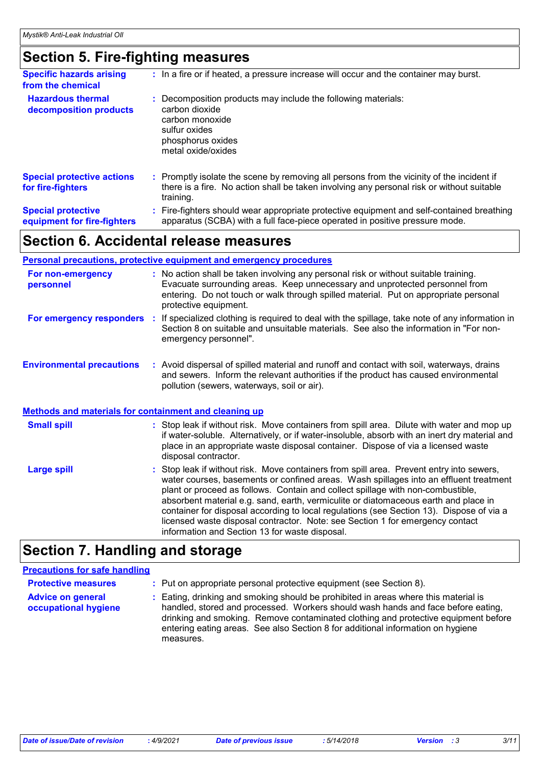## Section 5. Fire-fighting measures

**Specific hazards arising from the chemical** : In a fire or if heated, a pressure increase will occur and the container may burst.

**Hazardous thermal decomposition products** : Decomposition products may include the following materials:
carbon dioxide
carbon monoxide
sulfur oxides
phosphorus oxides
metal oxide/oxides

**Special protective actions for fire-fighters** : Promptly isolate the scene by removing all persons from the vicinity of the incident if there is a fire. No action shall be taken involving any personal risk or without suitable training.

**Special protective equipment for fire-fighters** : Fire-fighters should wear appropriate protective equipment and self-contained breathing apparatus (SCBA) with a full face-piece operated in positive pressure mode.

## Section 6. Accidental release measures

### Personal precautions, protective equipment and emergency procedures

**For non-emergency personnel** : No action shall be taken involving any personal risk or without suitable training. Evacuate surrounding areas. Keep unnecessary and unprotected personnel from entering. Do not touch or walk through spilled material. Put on appropriate personal protective equipment.

**For emergency responders** : If specialized clothing is required to deal with the spillage, take note of any information in Section 8 on suitable and unsuitable materials. See also the information in "For non-emergency personnel".

**Environmental precautions** : Avoid dispersal of spilled material and runoff and contact with soil, waterways, drains and sewers. Inform the relevant authorities if the product has caused environmental pollution (sewers, waterways, soil or air).

### Methods and materials for containment and cleaning up

**Small spill** : Stop leak if without risk. Move containers from spill area. Dilute with water and mop up if water-soluble. Alternatively, or if water-insoluble, absorb with an inert dry material and place in an appropriate waste disposal container. Dispose of via a licensed waste disposal contractor.

**Large spill** : Stop leak if without risk. Move containers from spill area. Prevent entry into sewers, water courses, basements or confined areas. Wash spillages into an effluent treatment plant or proceed as follows. Contain and collect spillage with non-combustible, absorbent material e.g. sand, earth, vermiculite or diatomaceous earth and place in container for disposal according to local regulations (see Section 13). Dispose of via a licensed waste disposal contractor. Note: see Section 1 for emergency contact information and Section 13 for waste disposal.

## Section 7. Handling and storage

### Precautions for safe handling

**Protective measures** : Put on appropriate personal protective equipment (see Section 8).

**Advice on general occupational hygiene** : Eating, drinking and smoking should be prohibited in areas where this material is handled, stored and processed. Workers should wash hands and face before eating, drinking and smoking. Remove contaminated clothing and protective equipment before entering eating areas. See also Section 8 for additional information on hygiene measures.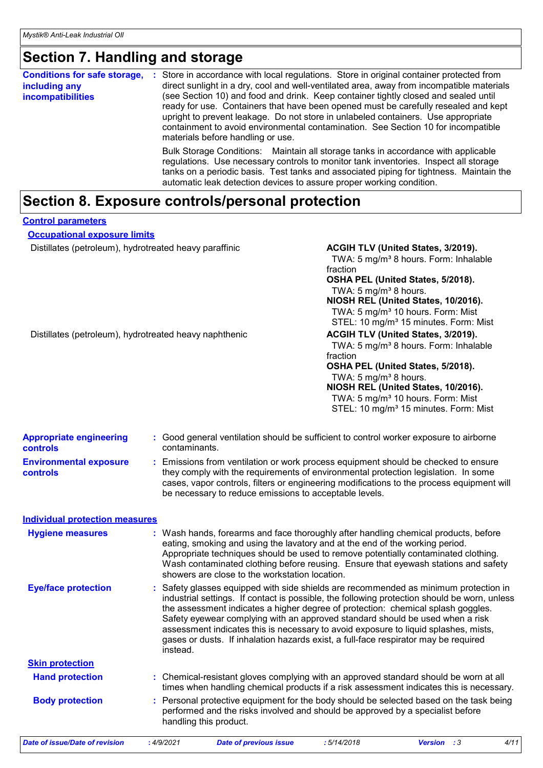## Section 7. Handling and storage

**Conditions for safe storage, including any incompatibilities** : Store in accordance with local regulations. Store in original container protected from direct sunlight in a dry, cool and well-ventilated area, away from incompatible materials (see Section 10) and food and drink. Keep container tightly closed and sealed until ready for use. Containers that have been opened must be carefully resealed and kept upright to prevent leakage. Do not store in unlabeled containers. Use appropriate containment to avoid environmental contamination. See Section 10 for incompatible materials before handling or use.

Bulk Storage Conditions: Maintain all storage tanks in accordance with applicable regulations. Use necessary controls to monitor tank inventories. Inspect all storage tanks on a periodic basis. Test tanks and associated piping for tightness. Maintain the automatic leak detection devices to assure proper working condition.

## Section 8. Exposure controls/personal protection

### Control parameters

#### Occupational exposure limits

| | |
|---|---|
| Distillates (petroleum), hydrotreated heavy paraffinic | **ACGIH TLV (United States, 3/2019).**<br>TWA: 5 mg/m³ 8 hours. Form: Inhalable fraction<br>**OSHA PEL (United States, 5/2018).**<br>TWA: 5 mg/m³ 8 hours.<br>**NIOSH REL (United States, 10/2016).**<br>TWA: 5 mg/m³ 10 hours. Form: Mist<br>STEL: 10 mg/m³ 15 minutes. Form: Mist |
| Distillates (petroleum), hydrotreated heavy naphthenic | **ACGIH TLV (United States, 3/2019).**<br>TWA: 5 mg/m³ 8 hours. Form: Inhalable fraction<br>**OSHA PEL (United States, 5/2018).**<br>TWA: 5 mg/m³ 8 hours.<br>**NIOSH REL (United States, 10/2016).**<br>TWA: 5 mg/m³ 10 hours. Form: Mist<br>STEL: 10 mg/m³ 15 minutes. Form: Mist |

**Appropriate engineering controls** : Good general ventilation should be sufficient to control worker exposure to airborne contaminants.

**Environmental exposure controls** : Emissions from ventilation or work process equipment should be checked to ensure they comply with the requirements of environmental protection legislation. In some cases, vapor controls, filters or engineering modifications to the process equipment will be necessary to reduce emissions to acceptable levels.

### Individual protection measures

**Hygiene measures** : Wash hands, forearms and face thoroughly after handling chemical products, before eating, smoking and using the lavatory and at the end of the working period. Appropriate techniques should be used to remove potentially contaminated clothing. Wash contaminated clothing before reusing. Ensure that eyewash stations and safety showers are close to the workstation location.

**Eye/face protection** : Safety glasses equipped with side shields are recommended as minimum protection in industrial settings. If contact is possible, the following protection should be worn, unless the assessment indicates a higher degree of protection: chemical splash goggles. Safety eyewear complying with an approved standard should be used when a risk assessment indicates this is necessary to avoid exposure to liquid splashes, mists, gases or dusts. If inhalation hazards exist, a full-face respirator may be required instead.

**Skin protection**

**Hand protection** : Chemical-resistant gloves complying with an approved standard should be worn at all times when handling chemical products if a risk assessment indicates this is necessary.

**Body protection** : Personal protective equipment for the body should be selected based on the task being performed and the risks involved and should be approved by a specialist before handling this product.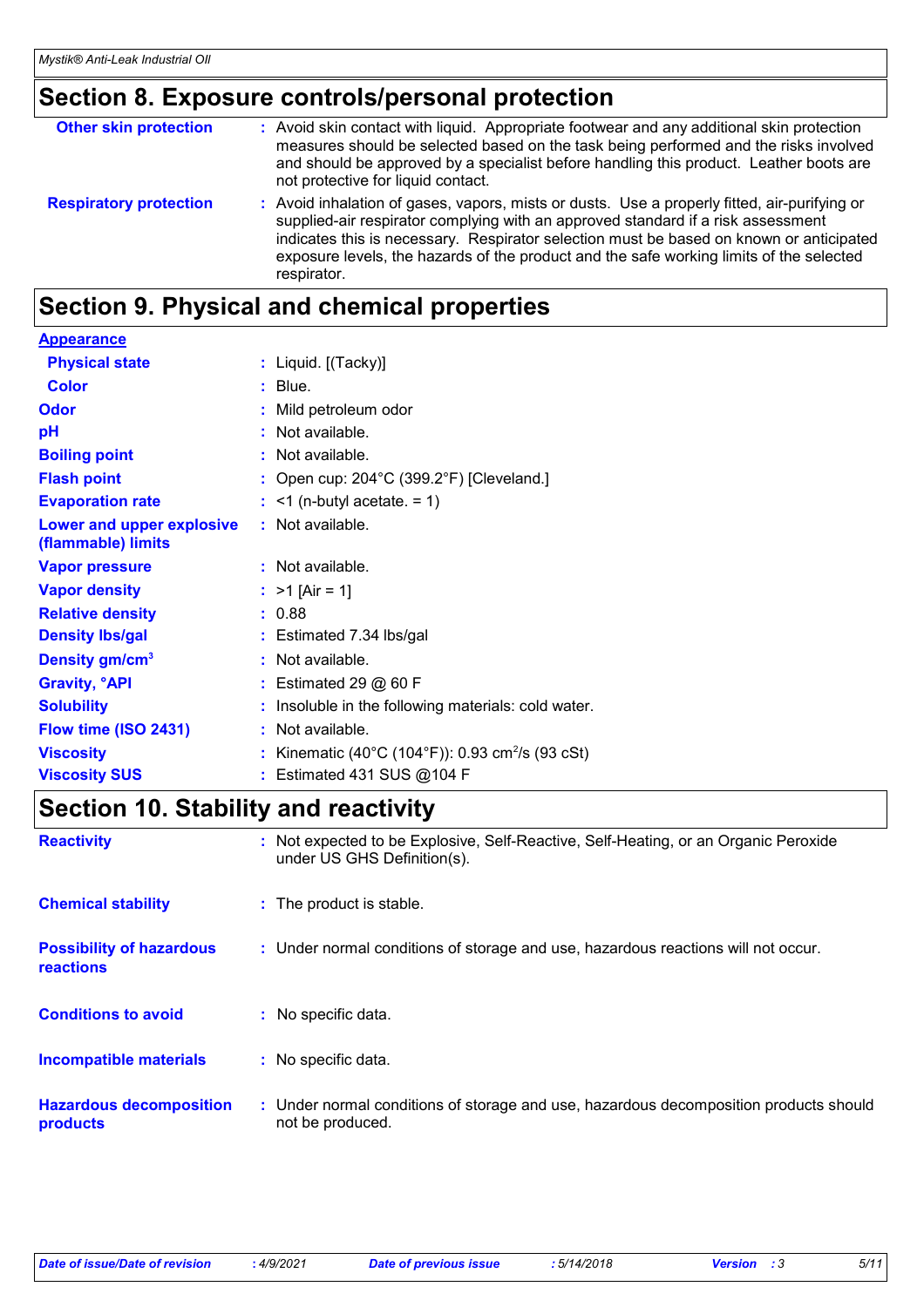## Section 8. Exposure controls/personal protection

| | |
|---|---|
| **Other skin protection** | : Avoid skin contact with liquid. Appropriate footwear and any additional skin protection measures should be selected based on the task being performed and the risks involved and should be approved by a specialist before handling this product. Leather boots are not protective for liquid contact. |
| **Respiratory protection** | : Avoid inhalation of gases, vapors, mists or dusts. Use a properly fitted, air-purifying or supplied-air respirator complying with an approved standard if a risk assessment indicates this is necessary. Respirator selection must be based on known or anticipated exposure levels, the hazards of the product and the safe working limits of the selected respirator. |

## Section 9. Physical and chemical properties

**Appearance**

| | |
|---|---|
| **Physical state** | : Liquid. [(Tacky)] |
| **Color** | : Blue. |
| **Odor** | : Mild petroleum odor |
| **pH** | : Not available. |
| **Boiling point** | : Not available. |
| **Flash point** | : Open cup: 204°C (399.2°F) [Cleveland.] |
| **Evaporation rate** | : <1 (n-butyl acetate. = 1) |
| **Lower and upper explosive (flammable) limits** | : Not available. |
| **Vapor pressure** | : Not available. |
| **Vapor density** | : >1 [Air = 1] |
| **Relative density** | : 0.88 |
| **Density lbs/gal** | : Estimated 7.34 lbs/gal |
| **Density gm/cm$^3$** | : Not available. |
| **Gravity, °API** | : Estimated 29 @ 60 F |
| **Solubility** | : Insoluble in the following materials: cold water. |
| **Flow time (ISO 2431)** | : Not available. |
| **Viscosity** | : Kinematic (40°C (104°F)): 0.93 cm$^2$/s (93 cSt) |
| **Viscosity SUS** | : Estimated 431 SUS @104 F |

## Section 10. Stability and reactivity

| | |
|---|---|
| **Reactivity** | : Not expected to be Explosive, Self-Reactive, Self-Heating, or an Organic Peroxide under US GHS Definition(s). |
| **Chemical stability** | : The product is stable. |
| **Possibility of hazardous reactions** | : Under normal conditions of storage and use, hazardous reactions will not occur. |
| **Conditions to avoid** | : No specific data. |
| **Incompatible materials** | : No specific data. |
| **Hazardous decomposition products** | : Under normal conditions of storage and use, hazardous decomposition products should not be produced. |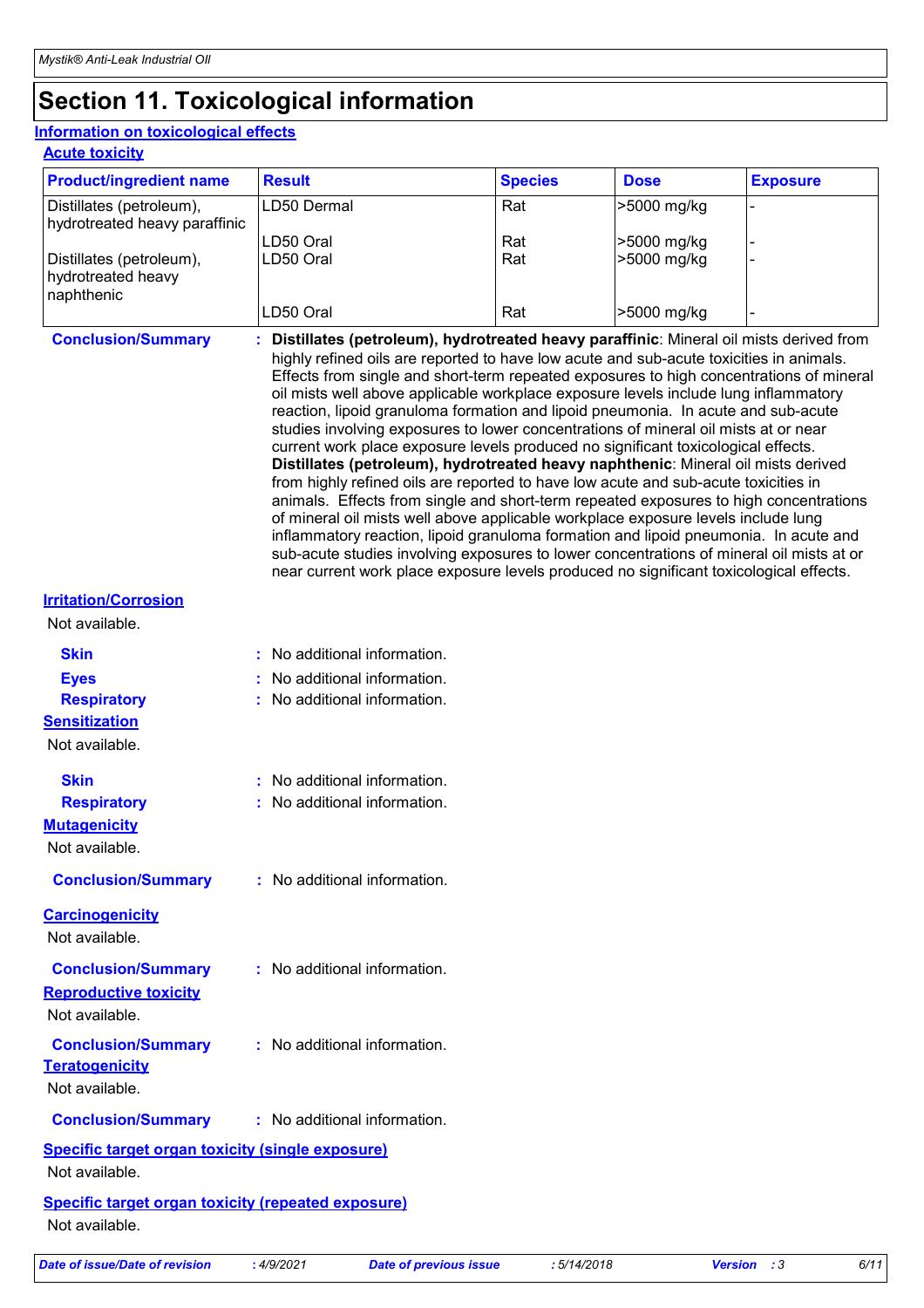# Section 11. Toxicological information

## Information on toxicological effects

### Acute toxicity

| Product/ingredient name | Result | Species | Dose | Exposure |
|---|---|---|---|---|
| Distillates (petroleum), hydrotreated heavy paraffinic | LD50 Dermal | Rat | >5000 mg/kg | - |
| | LD50 Oral | Rat | >5000 mg/kg | - |
| Distillates (petroleum), hydrotreated heavy naphthenic | LD50 Oral | Rat | >5000 mg/kg | - |
| | LD50 Oral | Rat | >5000 mg/kg | - |

**Conclusion/Summary** : **Distillates (petroleum), hydrotreated heavy paraffinic**: Mineral oil mists derived from highly refined oils are reported to have low acute and sub-acute toxicities in animals. Effects from single and short-term repeated exposures to high concentrations of mineral oil mists well above applicable workplace exposure levels include lung inflammatory reaction, lipoid granuloma formation and lipoid pneumonia. In acute and sub-acute studies involving exposures to lower concentrations of mineral oil mists at or near current work place exposure levels produced no significant toxicological effects.
**Distillates (petroleum), hydrotreated heavy naphthenic**: Mineral oil mists derived from highly refined oils are reported to have low acute and sub-acute toxicities in animals. Effects from single and short-term repeated exposures to high concentrations of mineral oil mists well above applicable workplace exposure levels include lung inflammatory reaction, lipoid granuloma formation and lipoid pneumonia. In acute and sub-acute studies involving exposures to lower concentrations of mineral oil mists at or near current work place exposure levels produced no significant toxicological effects.

### Irritation/Corrosion

Not available.

**Skin** : No additional information.

**Eyes** : No additional information.

**Respiratory** : No additional information.

### Sensitization

Not available.

**Skin** : No additional information.

**Respiratory** : No additional information.

### Mutagenicity

Not available.

**Conclusion/Summary** : No additional information.

### Carcinogenicity

Not available.

**Conclusion/Summary** : No additional information.

### Reproductive toxicity

Not available.

**Conclusion/Summary** : No additional information.

### Teratogenicity

Not available.

**Conclusion/Summary** : No additional information.

### Specific target organ toxicity (single exposure)

Not available.

### Specific target organ toxicity (repeated exposure)

Not available.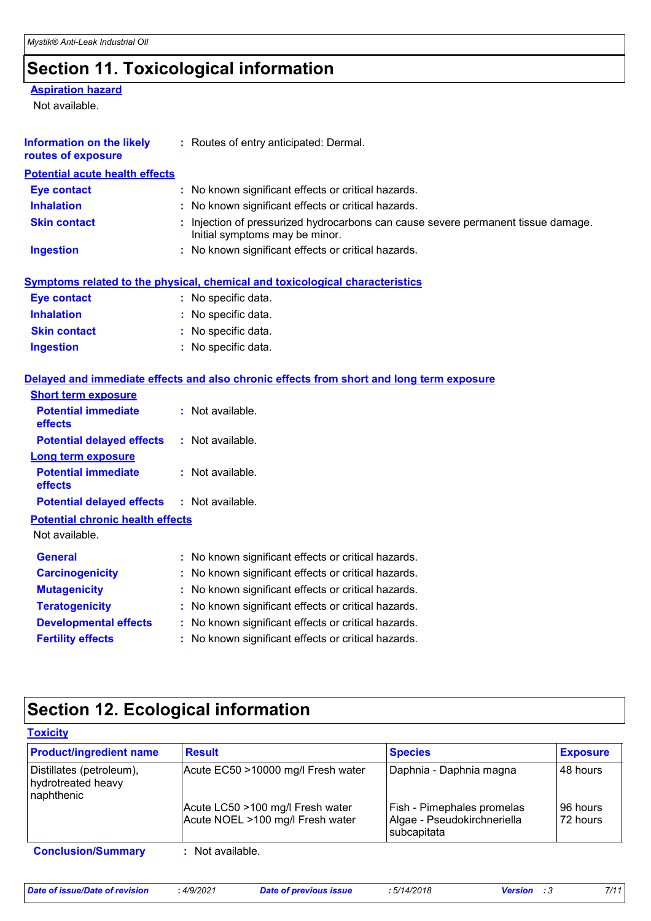# Section 11. Toxicological information

**Aspiration hazard**

Not available.

**Information on the likely routes of exposure** : Routes of entry anticipated: Dermal.

**Potential acute health effects**

**Eye contact** : No known significant effects or critical hazards.

**Inhalation** : No known significant effects or critical hazards.

**Skin contact** : Injection of pressurized hydrocarbons can cause severe permanent tissue damage. Initial symptoms may be minor.

**Ingestion** : No known significant effects or critical hazards.

**Symptoms related to the physical, chemical and toxicological characteristics**

**Eye contact** : No specific data.

**Inhalation** : No specific data.

**Skin contact** : No specific data.

**Ingestion** : No specific data.

**Delayed and immediate effects and also chronic effects from short and long term exposure**

**Short term exposure**

**Potential immediate effects** : Not available.

**Potential delayed effects** : Not available.

**Long term exposure**

**Potential immediate effects** : Not available.

**Potential delayed effects** : Not available.

**Potential chronic health effects**

Not available.

**General** : No known significant effects or critical hazards.

**Carcinogenicity** : No known significant effects or critical hazards.

**Mutagenicity** : No known significant effects or critical hazards.

**Teratogenicity** : No known significant effects or critical hazards.

**Developmental effects** : No known significant effects or critical hazards.

**Fertility effects** : No known significant effects or critical hazards.

# Section 12. Ecological information

**Toxicity**

| Product/ingredient name | Result | Species | Exposure |
|---|---|---|---|
| Distillates (petroleum), hydrotreated heavy naphthenic | Acute EC50 >10000 mg/l Fresh water | Daphnia - Daphnia magna | 48 hours |
| | Acute LC50 >100 mg/l Fresh water | Fish - Pimephales promelas | 96 hours |
| | Acute NOEL >100 mg/l Fresh water | Algae - Pseudokirchneriella subcapitata | 72 hours |

**Conclusion/Summary** : Not available.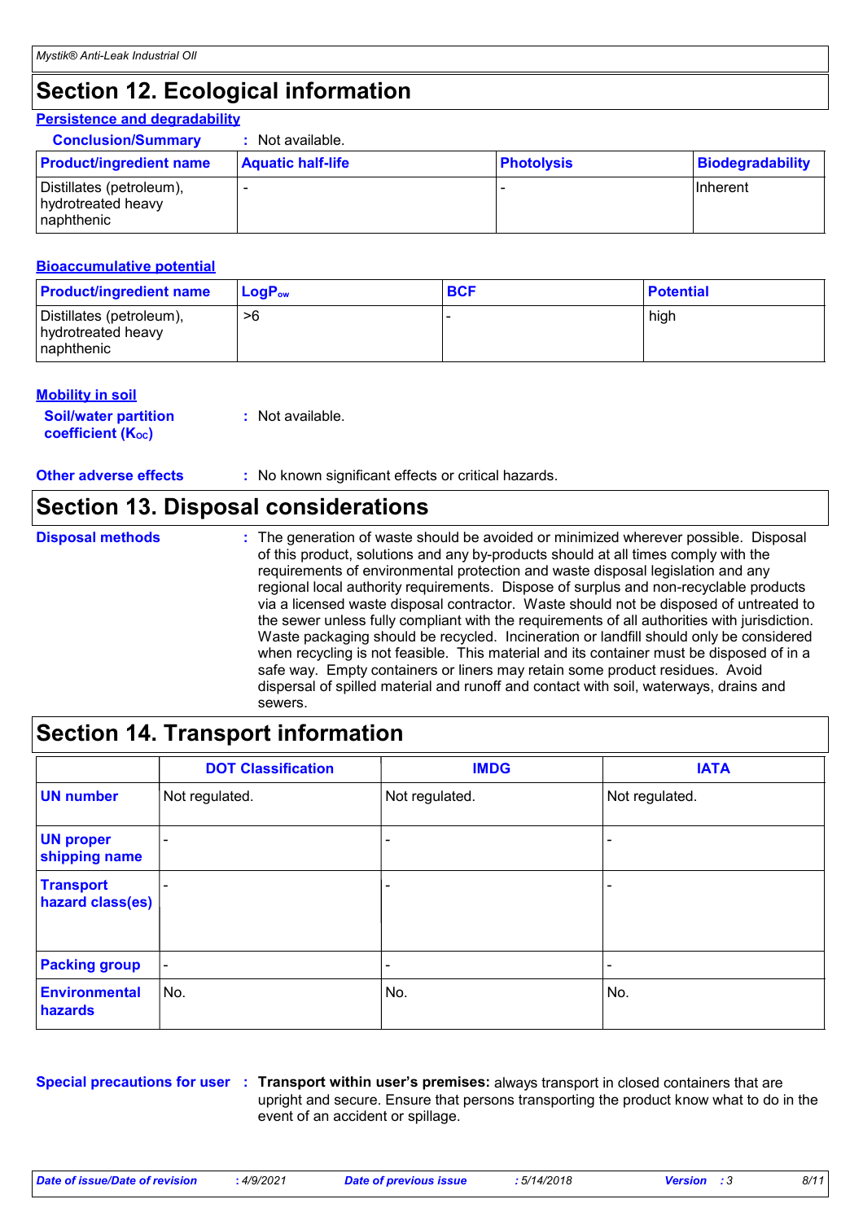## Section 12. Ecological information

### Persistence and degradability

**Conclusion/Summary** : Not available.

| Product/ingredient name | Aquatic half-life | Photolysis | Biodegradability |
|---|---|---|---|
| Distillates (petroleum), hydrotreated heavy naphthenic | - | - | Inherent |

### Bioaccumulative potential

| Product/ingredient name | $LogP_{ow}$ | BCF | Potential |
|---|---|---|---|
| Distillates (petroleum), hydrotreated heavy naphthenic | >6 | - | high |

### Mobility in soil

**Soil/water partition coefficient ($K_{OC}$)** : Not available.

**Other adverse effects** : No known significant effects or critical hazards.

## Section 13. Disposal considerations

**Disposal methods** : The generation of waste should be avoided or minimized wherever possible. Disposal of this product, solutions and any by-products should at all times comply with the requirements of environmental protection and waste disposal legislation and any regional local authority requirements. Dispose of surplus and non-recyclable products via a licensed waste disposal contractor. Waste should not be disposed of untreated to the sewer unless fully compliant with the requirements of all authorities with jurisdiction. Waste packaging should be recycled. Incineration or landfill should only be considered when recycling is not feasible. This material and its container must be disposed of in a safe way. Empty containers or liners may retain some product residues. Avoid dispersal of spilled material and runoff and contact with soil, waterways, drains and sewers.

## Section 14. Transport information

| | DOT Classification | IMDG | IATA |
|---|---|---|---|
| UN number | Not regulated. | Not regulated. | Not regulated. |
| UN proper shipping name | - | - | - |
| Transport hazard class(es) | - | - | - |
| Packing group | - | - | - |
| Environmental hazards | No. | No. | No. |

**Special precautions for user** : **Transport within user's premises:** always transport in closed containers that are upright and secure. Ensure that persons transporting the product know what to do in the event of an accident or spillage.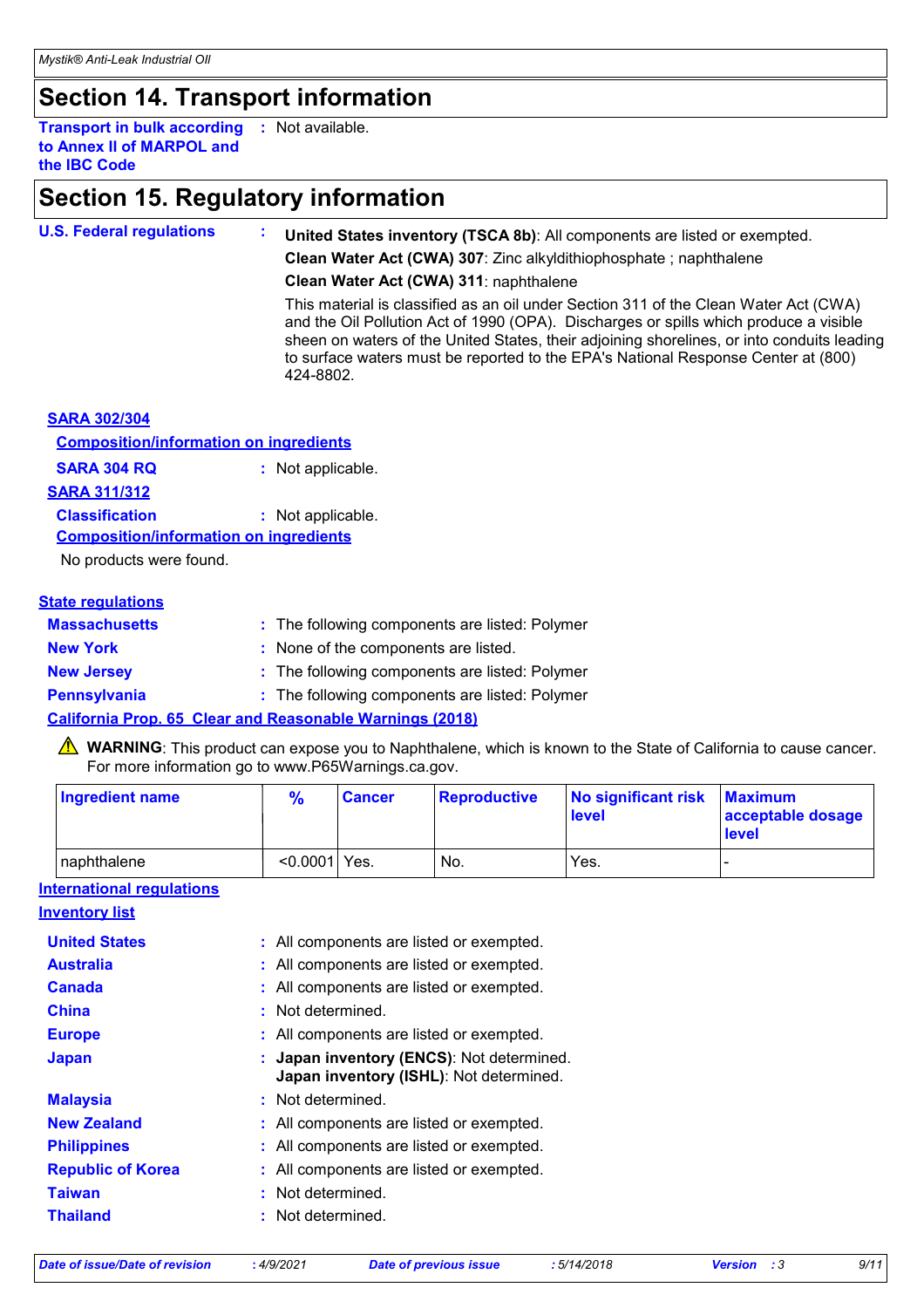## Section 14. Transport information

**Transport in bulk according to Annex II of MARPOL and the IBC Code** : Not available.

## Section 15. Regulatory information

**U.S. Federal regulations** :

**United States inventory (TSCA 8b)**: All components are listed or exempted.

**Clean Water Act (CWA) 307**: Zinc alkyldithiophosphate ; naphthalene

**Clean Water Act (CWA) 311**: naphthalene

This material is classified as an oil under Section 311 of the Clean Water Act (CWA) and the Oil Pollution Act of 1990 (OPA). Discharges or spills which produce a visible sheen on waters of the United States, their adjoining shorelines, or into conduits leading to surface waters must be reported to the EPA's National Response Center at (800) 424-8802.

**SARA 302/304**

**Composition/information on ingredients**

**SARA 304 RQ** : Not applicable.

**SARA 311/312**

**Classification** : Not applicable.

**Composition/information on ingredients**

No products were found.

**State regulations**

**Massachusetts** : The following components are listed: Polymer

**New York** : None of the components are listed.

**New Jersey** : The following components are listed: Polymer

**Pennsylvania** : The following components are listed: Polymer

**California Prop. 65 Clear and Reasonable Warnings (2018)**

⚠ **WARNING**: This product can expose you to Naphthalene, which is known to the State of California to cause cancer. For more information go to www.P65Warnings.ca.gov.

| Ingredient name | % | Cancer | Reproductive | No significant risk level | Maximum acceptable dosage level |
|---|---|---|---|---|---|
| naphthalene | <0.0001 | Yes. | No. | Yes. | - |

**International regulations**

**Inventory list**

**United States** : All components are listed or exempted.

**Australia** : All components are listed or exempted.

**Canada** : All components are listed or exempted.

**China** : Not determined.

**Europe** : All components are listed or exempted.

**Japan** : **Japan inventory (ENCS)**: Not determined.
**Japan inventory (ISHL)**: Not determined.

**Malaysia** : Not determined.

**New Zealand** : All components are listed or exempted.

**Philippines** : All components are listed or exempted.

**Republic of Korea** : All components are listed or exempted.

**Taiwan** : Not determined.

**Thailand** : Not determined.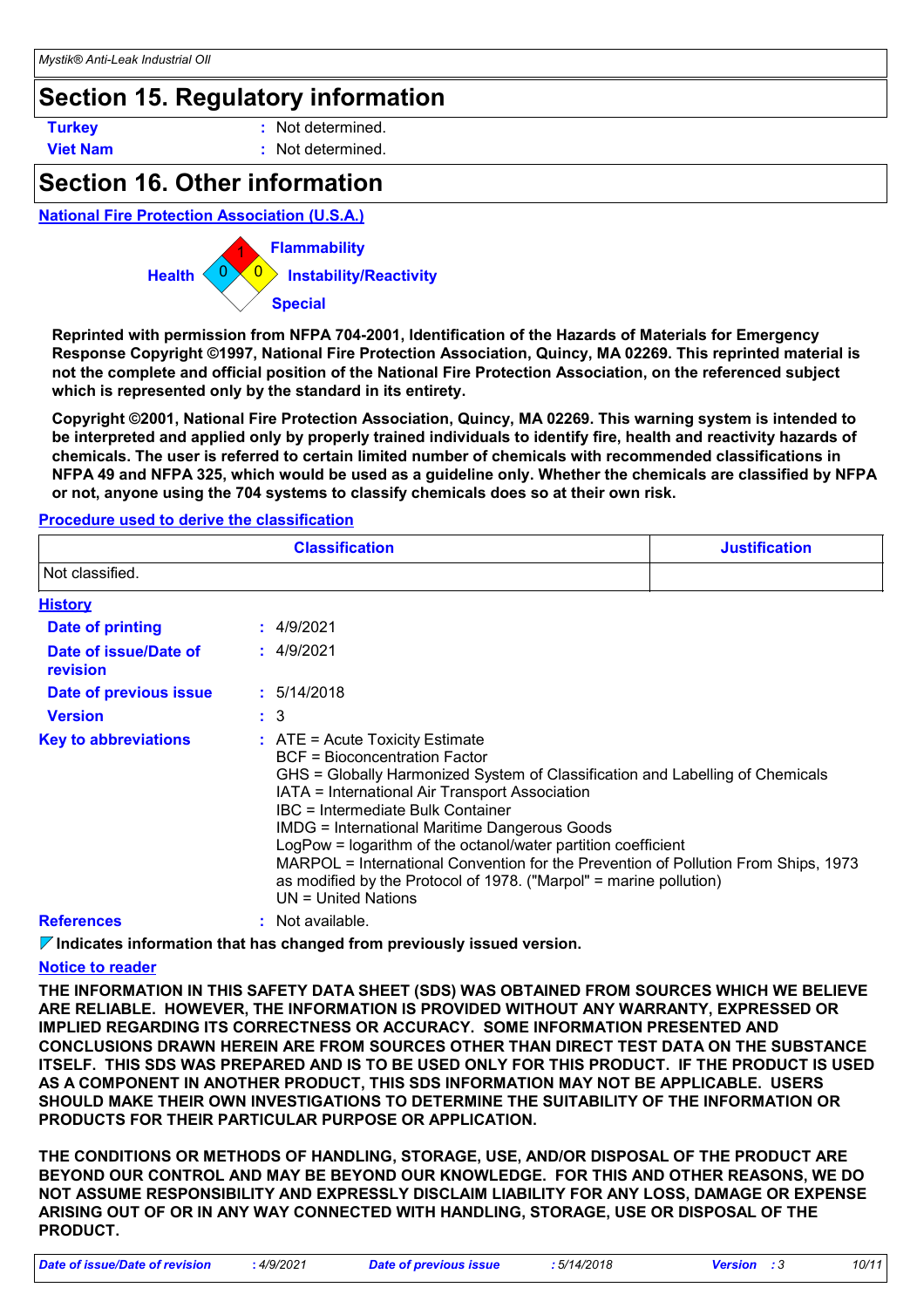## Section 15. Regulatory information

**Turkey** : Not determined.

**Viet Nam** : Not determined.

## Section 16. Other information

**National Fire Protection Association (U.S.A.)**

Health: 0
Flammability: 1
Instability/Reactivity: 0
Special:

**Reprinted with permission from NFPA 704-2001, Identification of the Hazards of Materials for Emergency Response Copyright ©1997, National Fire Protection Association, Quincy, MA 02269. This reprinted material is not the complete and official position of the National Fire Protection Association, on the referenced subject which is represented only by the standard in its entirety.**

**Copyright ©2001, National Fire Protection Association, Quincy, MA 02269. This warning system is intended to be interpreted and applied only by properly trained individuals to identify fire, health and reactivity hazards of chemicals. The user is referred to certain limited number of chemicals with recommended classifications in NFPA 49 and NFPA 325, which would be used as a guideline only. Whether the chemicals are classified by NFPA or not, anyone using the 704 systems to classify chemicals does so at their own risk.**

**Procedure used to derive the classification**

| Classification | Justification |
|---|---|
| Not classified. | |

**History**

**Date of printing** : 4/9/2021

**Date of issue/Date of revision** : 4/9/2021

**Date of previous issue** : 5/14/2018

**Version** : 3

**Key to abbreviations** : ATE = Acute Toxicity Estimate
BCF = Bioconcentration Factor
GHS = Globally Harmonized System of Classification and Labelling of Chemicals
IATA = International Air Transport Association
IBC = Intermediate Bulk Container
IMDG = International Maritime Dangerous Goods
LogPow = logarithm of the octanol/water partition coefficient
MARPOL = International Convention for the Prevention of Pollution From Ships, 1973 as modified by the Protocol of 1978. ("Marpol" = marine pollution)
UN = United Nations

**References** : Not available.

**Indicates information that has changed from previously issued version.**

**Notice to reader**

**THE INFORMATION IN THIS SAFETY DATA SHEET (SDS) WAS OBTAINED FROM SOURCES WHICH WE BELIEVE ARE RELIABLE. HOWEVER, THE INFORMATION IS PROVIDED WITHOUT ANY WARRANTY, EXPRESSED OR IMPLIED REGARDING ITS CORRECTNESS OR ACCURACY. SOME INFORMATION PRESENTED AND CONCLUSIONS DRAWN HEREIN ARE FROM SOURCES OTHER THAN DIRECT TEST DATA ON THE SUBSTANCE ITSELF. THIS SDS WAS PREPARED AND IS TO BE USED ONLY FOR THIS PRODUCT. IF THE PRODUCT IS USED AS A COMPONENT IN ANOTHER PRODUCT, THIS SDS INFORMATION MAY NOT BE APPLICABLE. USERS SHOULD MAKE THEIR OWN INVESTIGATIONS TO DETERMINE THE SUITABILITY OF THE INFORMATION OR PRODUCTS FOR THEIR PARTICULAR PURPOSE OR APPLICATION.**

**THE CONDITIONS OR METHODS OF HANDLING, STORAGE, USE, AND/OR DISPOSAL OF THE PRODUCT ARE BEYOND OUR CONTROL AND MAY BE BEYOND OUR KNOWLEDGE. FOR THIS AND OTHER REASONS, WE DO NOT ASSUME RESPONSIBILITY AND EXPRESSLY DISCLAIM LIABILITY FOR ANY LOSS, DAMAGE OR EXPENSE ARISING OUT OF OR IN ANY WAY CONNECTED WITH HANDLING, STORAGE, USE OR DISPOSAL OF THE PRODUCT.**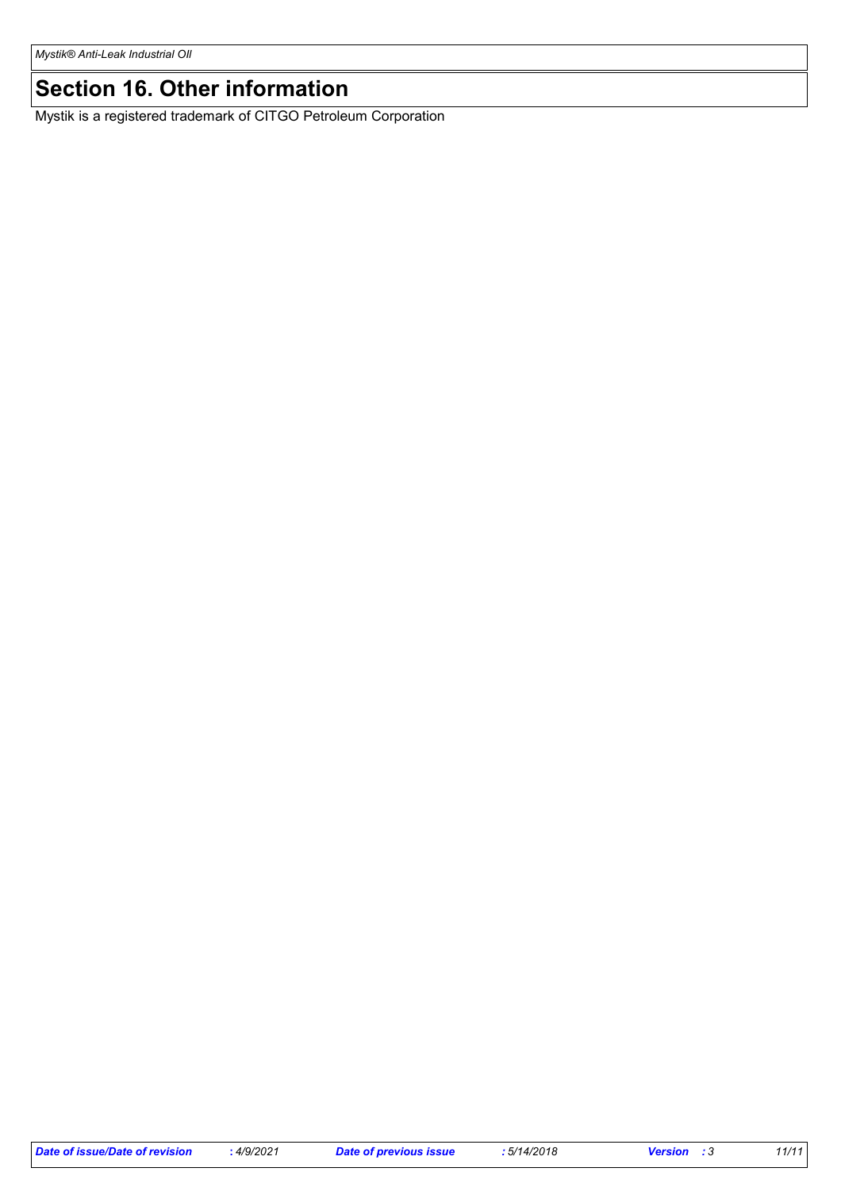# Section 16. Other information

Mystik is a registered trademark of CITGO Petroleum Corporation